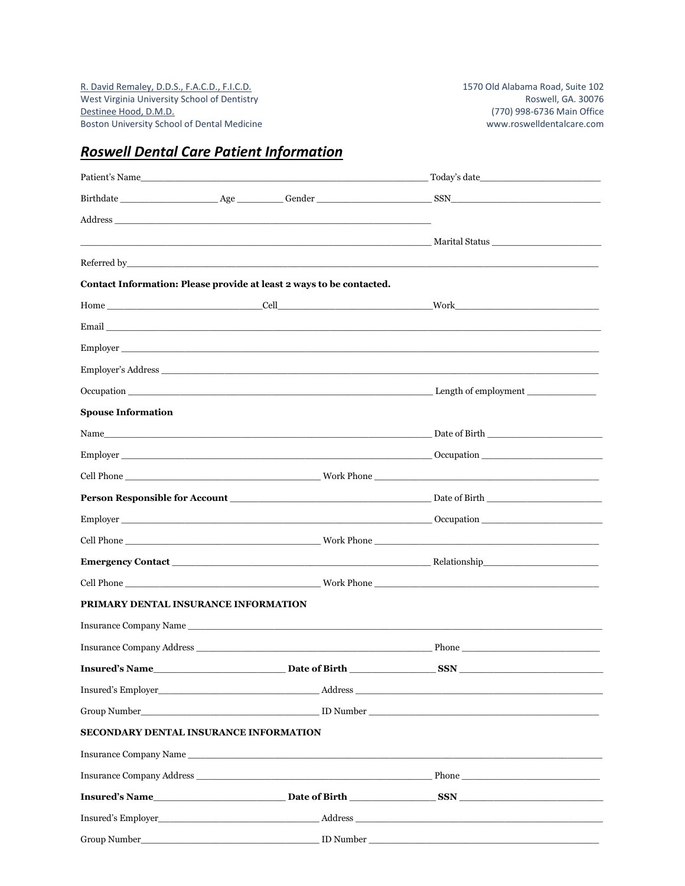R. David Remaley, D.D.S., F.A.C.D., F.I.C.D.
West Virginia University School of Dentistry
Destinee Hood, D.M.D.
Boston University School of Dental Medicine

1570 Old Alabama Road, Suite 102
Roswell, GA. 30076
(770) 998-6736 Main Office
www.roswelldentalcare.com

# ***Roswell Dental Care Patient Information***

Patient's Name_______________________________________________ Today's date____________________

Birthdate ________________ Age ________ Gender ____________________ SSN________________________

Address ________________________________________________________

________________________________________________________ Marital Status ____________________

Referred by_____________________________________________________________________________

**Contact Information: Please provide at least 2 ways to be contacted.**

Home __________________________Cell__________________________Work_________________________

Email _________________________________________________________________________________

Employer ______________________________________________________________________________

Employer's Address ______________________________________________________________________

Occupation ____________________________________________________ Length of employment ____________

**Spouse Information**

Name__________________________________________________________ Date of Birth ____________________

Employer ______________________________________________________ Occupation ______________________

Cell Phone ________________________________ Work Phone _____________________________________

**Person Responsible for Account** ____________________________________ Date of Birth ____________________

Employer ______________________________________________________ Occupation ______________________

Cell Phone ________________________________ Work Phone _____________________________________

**Emergency Contact** ____________________________________________ Relationship____________________

Cell Phone ________________________________ Work Phone _____________________________________

**PRIMARY DENTAL INSURANCE INFORMATION**

Insurance Company Name _________________________________________________________________

Insurance Company Address _______________________________________ Phone _______________________

**Insured's Name**____________________ **Date of Birth** ______________ **SSN** _______________________

Insured's Employer___________________________ Address _________________________________________

Group Number______________________________ ID Number _______________________________________

**SECONDARY DENTAL INSURANCE INFORMATION**

Insurance Company Name _________________________________________________________________

Insurance Company Address _______________________________________ Phone _______________________

**Insured's Name**____________________ **Date of Birth** ______________ **SSN** _______________________

Insured's Employer___________________________ Address _________________________________________

Group Number______________________________ ID Number _______________________________________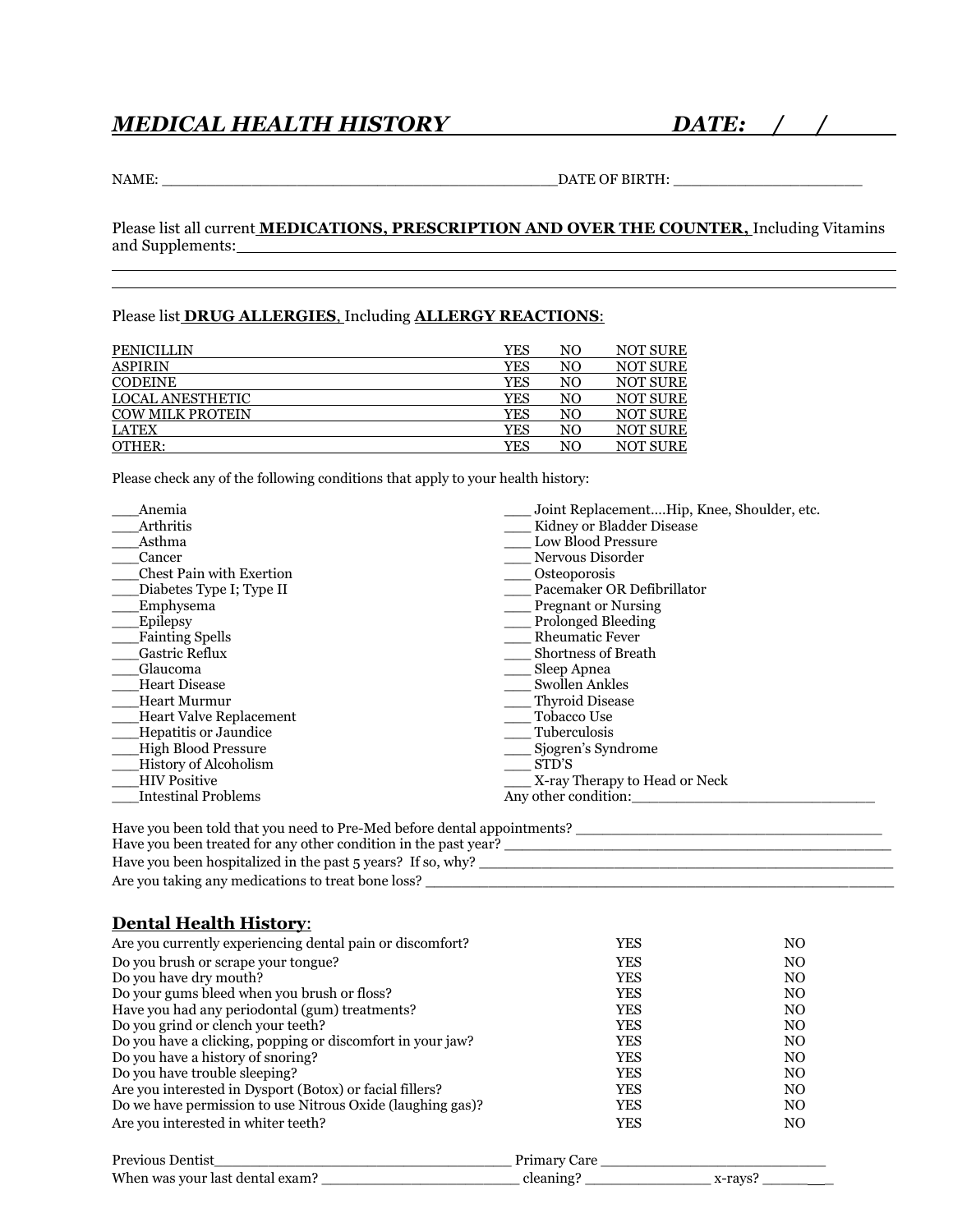# *MEDICAL HEALTH HISTORY* *DATE: / /*

NAME: ____________________________________________DATE OF BIRTH: _____________________

Please list all current **MEDICATIONS, PRESCRIPTION AND OVER THE COUNTER,** Including Vitamins and Supplements:______________________________________________________________

_____________________________________________________________________________

_____________________________________________________________________________

Please list **DRUG ALLERGIES**, Including **ALLERGY REACTIONS**:

| | | | |
|---|---|---|---|
| PENICILLIN | YES | NO | NOT SURE |
| ASPIRIN | YES | NO | NOT SURE |
| CODEINE | YES | NO | NOT SURE |
| LOCAL ANESTHETIC | YES | NO | NOT SURE |
| COW MILK PROTEIN | YES | NO | NOT SURE |
| LATEX | YES | NO | NOT SURE |
| OTHER: | YES | NO | NOT SURE |

Please check any of the following conditions that apply to your health history:

- ___Anemia
- ___Arthritis
- ___Asthma
- ___Cancer
- ___Chest Pain with Exertion
- ___Diabetes Type I; Type II
- ___Emphysema
- ___Epilepsy
- ___Fainting Spells
- ___Gastric Reflux
- ___Glaucoma
- ___Heart Disease
- ___Heart Murmur
- ___Heart Valve Replacement
- ___Hepatitis or Jaundice
- ___High Blood Pressure
- ___History of Alcoholism
- ___HIV Positive
- ___Intestinal Problems
- ___ Joint Replacement....Hip, Knee, Shoulder, etc.
- ___ Kidney or Bladder Disease
- ___ Low Blood Pressure
- ___ Nervous Disorder
- ___ Osteoporosis
- ___ Pacemaker OR Defibrillator
- ___ Pregnant or Nursing
- ___ Prolonged Bleeding
- ___ Rheumatic Fever
- ___ Shortness of Breath
- ___ Sleep Apnea
- ___ Swollen Ankles
- ___ Thyroid Disease
- ___ Tobacco Use
- ___ Tuberculosis
- ___ Sjogren's Syndrome
- ___ STD'S
- ___ X-ray Therapy to Head or Neck

Any other condition:____________________________

Have you been told that you need to Pre-Med before dental appointments? ________________________________

Have you been treated for any other condition in the past year? ________________________________________

Have you been hospitalized in the past 5 years? If so, why? ___________________________________________

Are you taking any medications to treat bone loss? ________________________________________________

## Dental Health History:

| | | |
|---|---|---|
| Are you currently experiencing dental pain or discomfort? | YES | NO |
| Do you brush or scrape your tongue? | YES | NO |
| Do you have dry mouth? | YES | NO |
| Do your gums bleed when you brush or floss? | YES | NO |
| Have you had any periodontal (gum) treatments? | YES | NO |
| Do you grind or clench your teeth? | YES | NO |
| Do you have a clicking, popping or discomfort in your jaw? | YES | NO |
| Do you have a history of snoring? | YES | NO |
| Do you have trouble sleeping? | YES | NO |
| Are you interested in Dysport (Botox) or facial fillers? | YES | NO |
| Do we have permission to use Nitrous Oxide (laughing gas)? | YES | NO |
| Are you interested in whiter teeth? | YES | NO |

Previous Dentist___________________________________ Primary Care __________________________

When was your last dental exam? ______________________ cleaning? ______________ x-rays? _______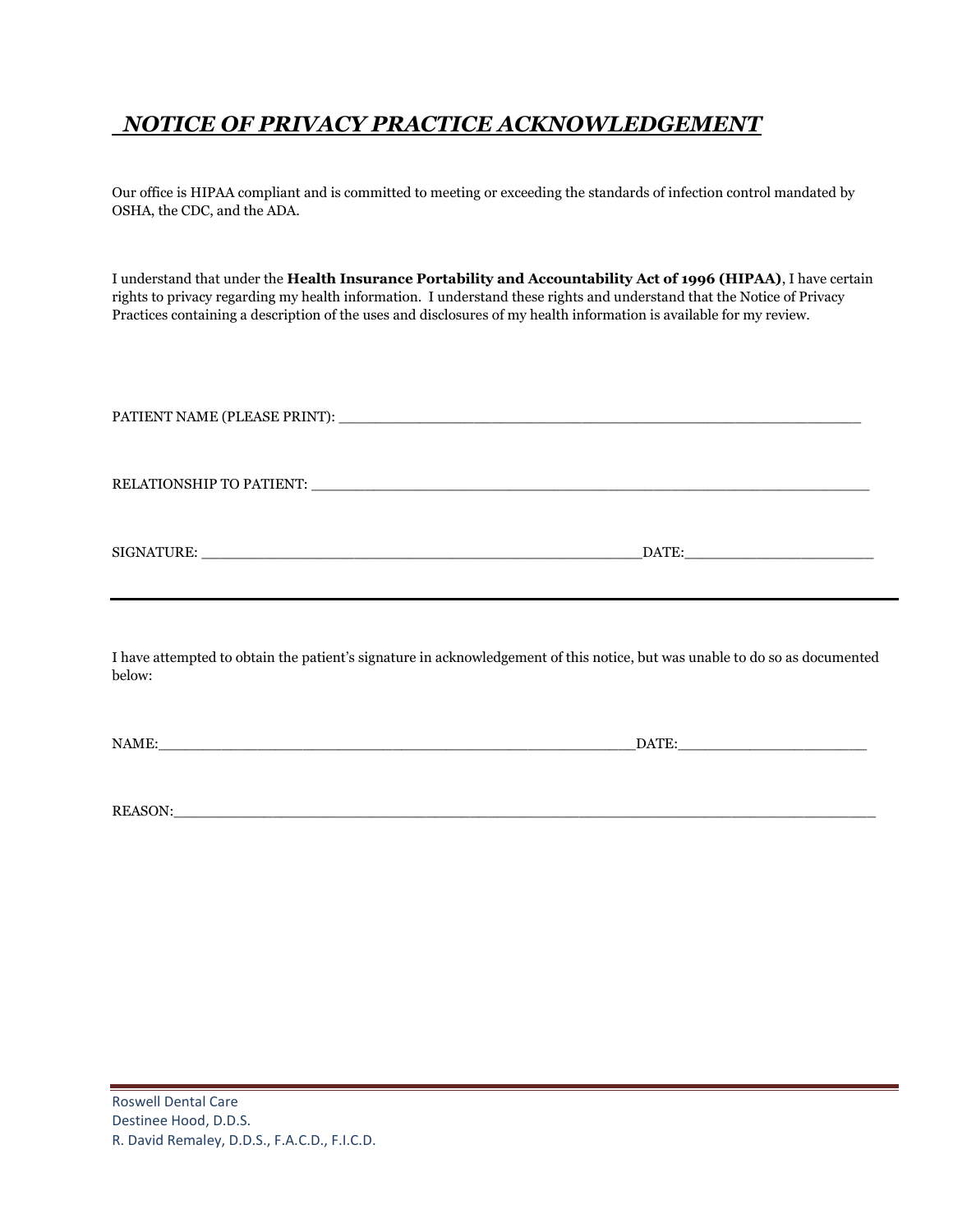# *NOTICE OF PRIVACY PRACTICE ACKNOWLEDGEMENT*

Our office is HIPAA compliant and is committed to meeting or exceeding the standards of infection control mandated by OSHA, the CDC, and the ADA.

I understand that under the **Health Insurance Portability and Accountability Act of 1996 (HIPAA)**, I have certain rights to privacy regarding my health information. I understand these rights and understand that the Notice of Privacy Practices containing a description of the uses and disclosures of my health information is available for my review.

PATIENT NAME (PLEASE PRINT): ___________________________________________________________

RELATIONSHIP TO PATIENT: ______________________________________________________________

SIGNATURE: ___________________________________________________DATE:_____________________

---

I have attempted to obtain the patient's signature in acknowledgement of this notice, but was unable to do so as documented below:

NAME:_____________________________________________________DATE:_____________________

REASON:_____________________________________________________________________________

Roswell Dental Care
Destinee Hood, D.D.S.
R. David Remaley, D.D.S., F.A.C.D., F.I.C.D.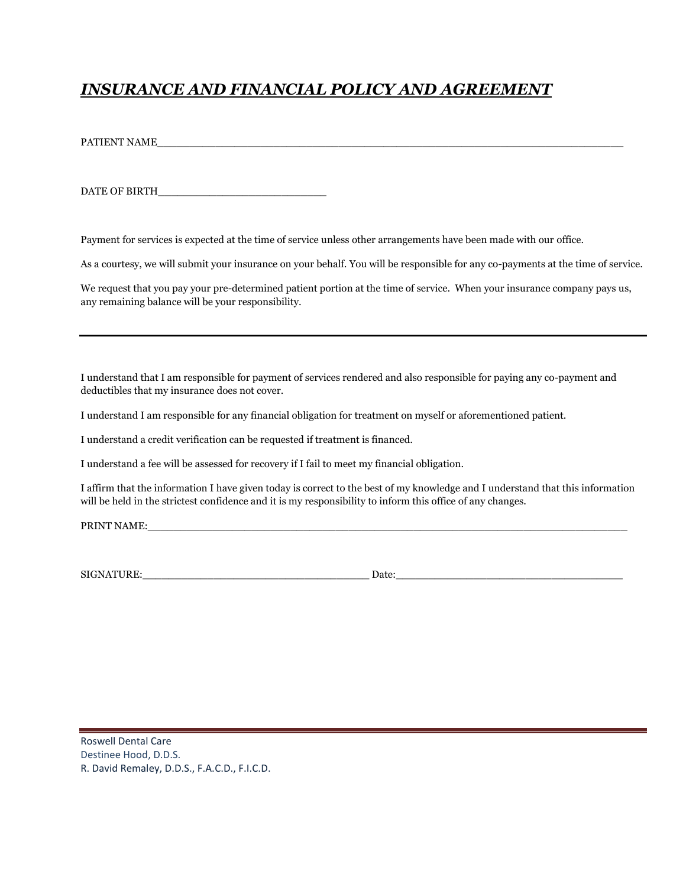## ***INSURANCE AND FINANCIAL POLICY AND AGREEMENT***

PATIENT NAME________________________________________________________________________

DATE OF BIRTH__________________________

Payment for services is expected at the time of service unless other arrangements have been made with our office.

As a courtesy, we will submit your insurance on your behalf. You will be responsible for any co-payments at the time of service.

We request that you pay your pre-determined patient portion at the time of service. When your insurance company pays us, any remaining balance will be your responsibility.

---

I understand that I am responsible for payment of services rendered and also responsible for paying any co-payment and deductibles that my insurance does not cover.

I understand I am responsible for any financial obligation for treatment on myself or aforementioned patient.

I understand a credit verification can be requested if treatment is financed.

I understand a fee will be assessed for recovery if I fail to meet my financial obligation.

I affirm that the information I have given today is correct to the best of my knowledge and I understand that this information will be held in the strictest confidence and it is my responsibility to inform this office of any changes.

PRINT NAME:_____________________________________________________________________________

SIGNATURE:___________________________________ Date:___________________________________

Roswell Dental Care
Destinee Hood, D.D.S.
R. David Remaley, D.D.S., F.A.C.D., F.I.C.D.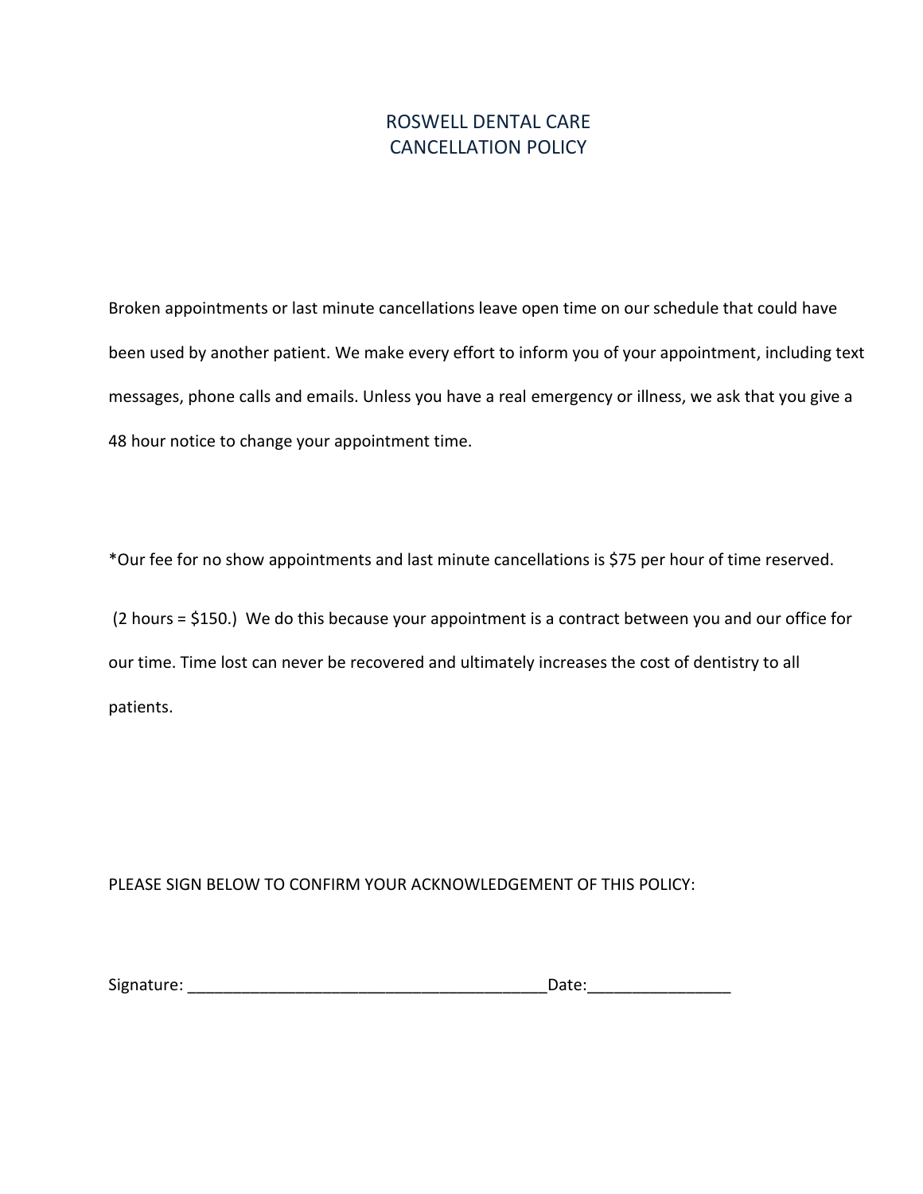# ROSWELL DENTAL CARE
# CANCELLATION POLICY

Broken appointments or last minute cancellations leave open time on our schedule that could have been used by another patient. We make every effort to inform you of your appointment, including text messages, phone calls and emails. Unless you have a real emergency or illness, we ask that you give a 48 hour notice to change your appointment time.

*Our fee for no show appointments and last minute cancellations is $75 per hour of time reserved.

(2 hours = $150.) We do this because your appointment is a contract between you and our office for our time. Time lost can never be recovered and ultimately increases the cost of dentistry to all patients.

PLEASE SIGN BELOW TO CONFIRM YOUR ACKNOWLEDGEMENT OF THIS POLICY:

Signature: ________________________________________Date:________________